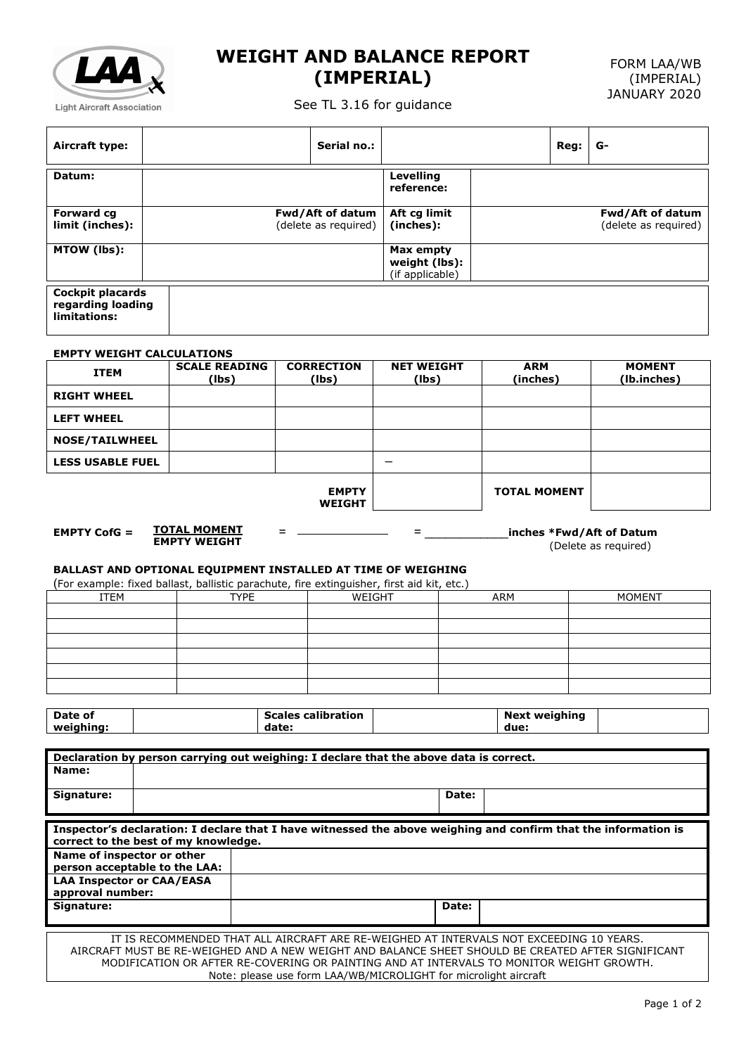# WEIGHT AND BALANCE REPORT (IMPERIAL)

FORM LAA/WB (IMPERIAL) JANUARY 2020

See TL 3.16 for guidance

| **Aircraft type:** | | **Serial no.:** | | **Reg:** | **G-** |
|---|---|---|---|---|---|

| | | | |
|---|---|---|---|
| **Datum:** | | **Levelling reference:** | |
| **Forward cg limit (inches):** | **Fwd/Aft of datum** (delete as required) | **Aft cg limit (inches):** | **Fwd/Aft of datum** (delete as required) |
| **MTOW (lbs):** | | **Max empty weight (lbs):** (if applicable) | |

| **Cockpit placards regarding loading limitations:** | |
|---|---|

**EMPTY WEIGHT CALCULATIONS**

| ITEM | SCALE READING (lbs) | CORRECTION (lbs) | NET WEIGHT (lbs) | ARM (inches) | MOMENT (lb.inches) |
|---|---|---|---|---|---|
| **RIGHT WHEEL** | | | | | |
| **LEFT WHEEL** | | | | | |
| **NOSE/TAILWHEEL** | | | | | |
| **LESS USABLE FUEL** | | | – | | |
| | | **EMPTY WEIGHT** | | **TOTAL MOMENT** | |

**EMPTY CofG =** $\frac{\textbf{TOTAL MOMENT}}{\textbf{EMPTY WEIGHT}}$ = ____________ = ____________ **inches *Fwd/Aft of Datum** (Delete as required)

**BALLAST AND OPTIONAL EQUIPMENT INSTALLED AT TIME OF WEIGHING**

(For example: fixed ballast, ballistic parachute, fire extinguisher, first aid kit, etc.)

| ITEM | TYPE | WEIGHT | ARM | MOMENT |
|---|---|---|---|---|
| | | | | |
| | | | | |
| | | | | |
| | | | | |
| | | | | |
| | | | | |

| **Date of weighing:** | | **Scales calibration date:** | | **Next weighing due:** | |
|---|---|---|---|---|---|

**Declaration by person carrying out weighing: I declare that the above data is correct.**

| | | | |
|---|---|---|---|
| **Name:** | | | |
| **Signature:** | | **Date:** | |

**Inspector's declaration: I declare that I have witnessed the above weighing and confirm that the information is correct to the best of my knowledge.**

| | | | |
|---|---|---|---|
| **Name of inspector or other person acceptable to the LAA:** | | | |
| **LAA Inspector or CAA/EASA approval number:** | | | |
| **Signature:** | | **Date:** | |

IT IS RECOMMENDED THAT ALL AIRCRAFT ARE RE-WEIGHED AT INTERVALS NOT EXCEEDING 10 YEARS. AIRCRAFT MUST BE RE-WEIGHED AND A NEW WEIGHT AND BALANCE SHEET SHOULD BE CREATED AFTER SIGNIFICANT MODIFICATION OR AFTER RE-COVERING OR PAINTING AND AT INTERVALS TO MONITOR WEIGHT GROWTH.
Note: please use form LAA/WB/MICROLIGHT for microlight aircraft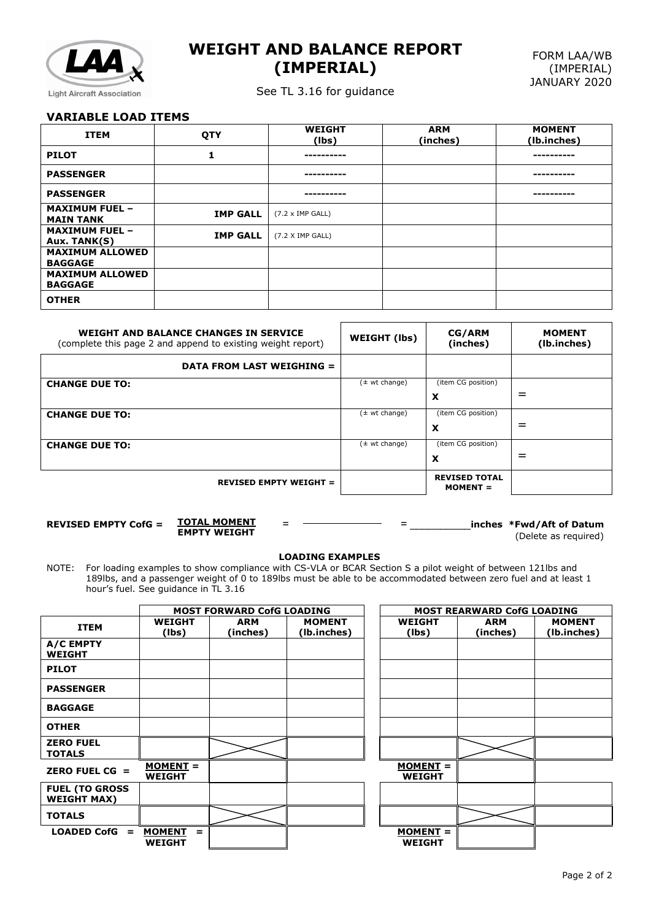# WEIGHT AND BALANCE REPORT (IMPERIAL)

FORM LAA/WB (IMPERIAL) JANUARY 2020

See TL 3.16 for guidance

### VARIABLE LOAD ITEMS

| ITEM | QTY | WEIGHT (lbs) | ARM (inches) | MOMENT (lb.inches) |
|---|---|---|---|---|
| PILOT | 1 | ---------- | | ---------- |
| PASSENGER | | ---------- | | ---------- |
| PASSENGER | | ---------- | | ---------- |
| MAXIMUM FUEL – MAIN TANK | IMP GALL | (7.2 x IMP GALL) | | |
| MAXIMUM FUEL – Aux. TANK(S) | IMP GALL | (7.2 X IMP GALL) | | |
| MAXIMUM ALLOWED BAGGAGE | | | | |
| MAXIMUM ALLOWED BAGGAGE | | | | |
| OTHER | | | | |

| WEIGHT AND BALANCE CHANGES IN SERVICE (complete this page 2 and append to existing weight report) | WEIGHT (lbs) | CG/ARM (inches) | MOMENT (lb.inches) |
|---|---|---|---|
| DATA FROM LAST WEIGHING = | | | |
| CHANGE DUE TO: | (± wt change) | (item CG position) X | = |
| CHANGE DUE TO: | (± wt change) | (item CG position) X | = |
| CHANGE DUE TO: | (± wt change) | (item CG position) X | = |
| REVISED EMPTY WEIGHT = | | REVISED TOTAL MOMENT = | |

REVISED EMPTY CofG = $\frac{\text{TOTAL MOMENT}}{\text{EMPTY WEIGHT}}$ = ―――――― = __________ inches *Fwd/Aft of Datum (Delete as required)

### LOADING EXAMPLES

NOTE: For loading examples to show compliance with CS-VLA or BCAR Section S a pilot weight of between 121lbs and 189lbs, and a passenger weight of 0 to 189lbs must be able to be accommodated between zero fuel and at least 1 hour's fuel. See guidance in TL 3.16

| | MOST FORWARD CofG LOADING | | | MOST REARWARD CofG LOADING | | |
|---|---|---|---|---|---|---|
| ITEM | WEIGHT (lbs) | ARM (inches) | MOMENT (lb.inches) | WEIGHT (lbs) | ARM (inches) | MOMENT (lb.inches) |
| A/C EMPTY WEIGHT | | | | | | |
| PILOT | | | | | | |
| PASSENGER | | | | | | |
| BAGGAGE | | | | | | |
| OTHER | | | | | | |
| ZERO FUEL TOTALS | | | | | | |
| ZERO FUEL CG = | MOMENT = WEIGHT | | | MOMENT = WEIGHT | | |
| FUEL (TO GROSS WEIGHT MAX) | | | | | | |
| TOTALS | | | | | | |
| LOADED CofG = | MOMENT = WEIGHT | | | MOMENT = WEIGHT | | |